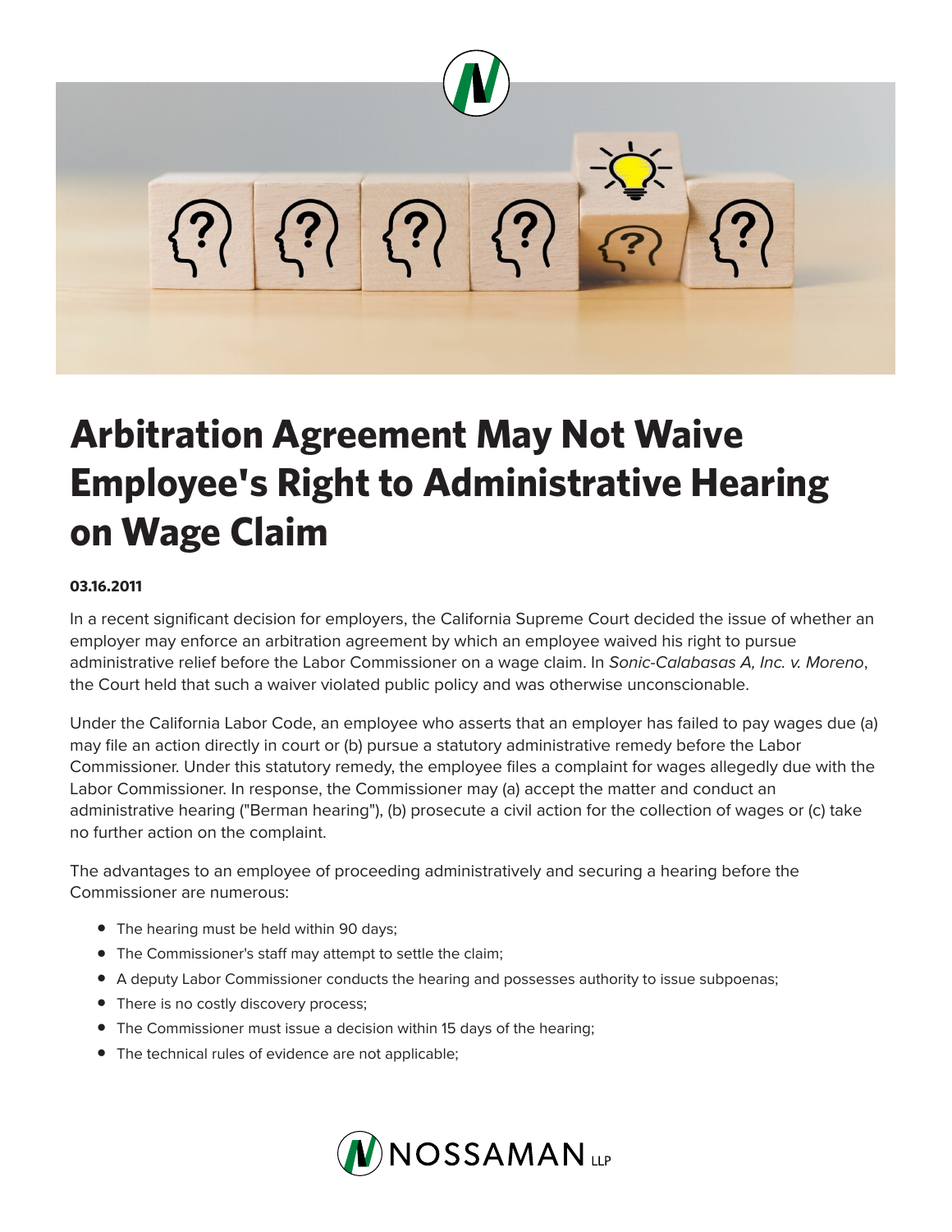# Arbitration Agreement May Not Waive Employee's Right to Administrative Hearing on Wage Claim

**03.16.2011**

In a recent significant decision for employers, the California Supreme Court decided the issue of whether an employer may enforce an arbitration agreement by which an employee waived his right to pursue administrative relief before the Labor Commissioner on a wage claim. In *Sonic-Calabasas A, Inc. v. Moreno*, the Court held that such a waiver violated public policy and was otherwise unconscionable.

Under the California Labor Code, an employee who asserts that an employer has failed to pay wages due (a) may file an action directly in court or (b) pursue a statutory administrative remedy before the Labor Commissioner. Under this statutory remedy, the employee files a complaint for wages allegedly due with the Labor Commissioner. In response, the Commissioner may (a) accept the matter and conduct an administrative hearing ("Berman hearing"), (b) prosecute a civil action for the collection of wages or (c) take no further action on the complaint.

The advantages to an employee of proceeding administratively and securing a hearing before the Commissioner are numerous:

- The hearing must be held within 90 days;
- The Commissioner's staff may attempt to settle the claim;
- A deputy Labor Commissioner conducts the hearing and possesses authority to issue subpoenas;
- There is no costly discovery process;
- The Commissioner must issue a decision within 15 days of the hearing;
- The technical rules of evidence are not applicable;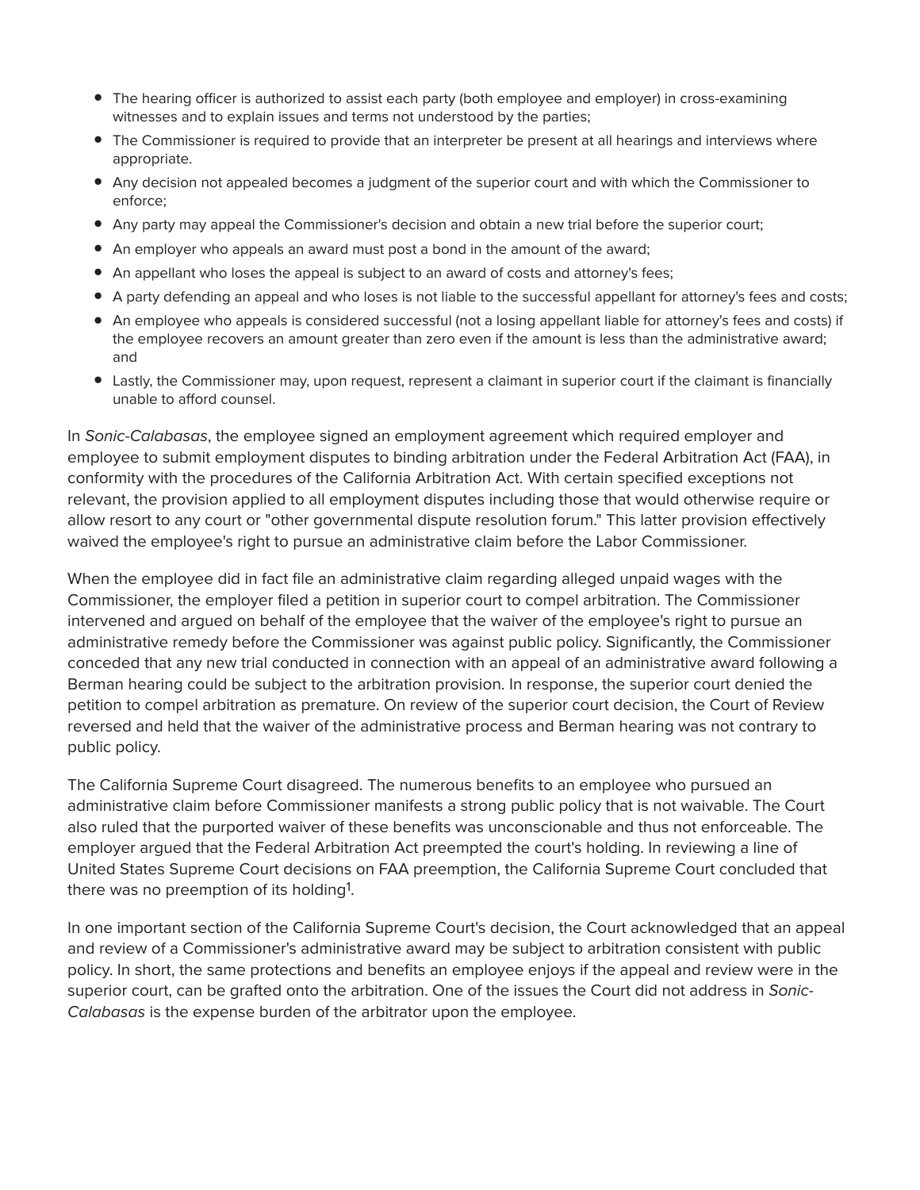- The hearing officer is authorized to assist each party (both employee and employer) in cross-examining witnesses and to explain issues and terms not understood by the parties;
- The Commissioner is required to provide that an interpreter be present at all hearings and interviews where appropriate.
- Any decision not appealed becomes a judgment of the superior court and with which the Commissioner to enforce;
- Any party may appeal the Commissioner's decision and obtain a new trial before the superior court;
- An employer who appeals an award must post a bond in the amount of the award;
- An appellant who loses the appeal is subject to an award of costs and attorney's fees;
- A party defending an appeal and who loses is not liable to the successful appellant for attorney's fees and costs;
- An employee who appeals is considered successful (not a losing appellant liable for attorney's fees and costs) if the employee recovers an amount greater than zero even if the amount is less than the administrative award; and
- Lastly, the Commissioner may, upon request, represent a claimant in superior court if the claimant is financially unable to afford counsel.

In *Sonic-Calabasas*, the employee signed an employment agreement which required employer and employee to submit employment disputes to binding arbitration under the Federal Arbitration Act (FAA), in conformity with the procedures of the California Arbitration Act. With certain specified exceptions not relevant, the provision applied to all employment disputes including those that would otherwise require or allow resort to any court or "other governmental dispute resolution forum." This latter provision effectively waived the employee's right to pursue an administrative claim before the Labor Commissioner.

When the employee did in fact file an administrative claim regarding alleged unpaid wages with the Commissioner, the employer filed a petition in superior court to compel arbitration. The Commissioner intervened and argued on behalf of the employee that the waiver of the employee's right to pursue an administrative remedy before the Commissioner was against public policy. Significantly, the Commissioner conceded that any new trial conducted in connection with an appeal of an administrative award following a Berman hearing could be subject to the arbitration provision. In response, the superior court denied the petition to compel arbitration as premature. On review of the superior court decision, the Court of Review reversed and held that the waiver of the administrative process and Berman hearing was not contrary to public policy.

The California Supreme Court disagreed. The numerous benefits to an employee who pursued an administrative claim before Commissioner manifests a strong public policy that is not waivable. The Court also ruled that the purported waiver of these benefits was unconscionable and thus not enforceable. The employer argued that the Federal Arbitration Act preempted the court's holding. In reviewing a line of United States Supreme Court decisions on FAA preemption, the California Supreme Court concluded that there was no preemption of its holding[1].

In one important section of the California Supreme Court's decision, the Court acknowledged that an appeal and review of a Commissioner's administrative award may be subject to arbitration consistent with public policy. In short, the same protections and benefits an employee enjoys if the appeal and review were in the superior court, can be grafted onto the arbitration. One of the issues the Court did not address in *Sonic-Calabasas* is the expense burden of the arbitrator upon the employee.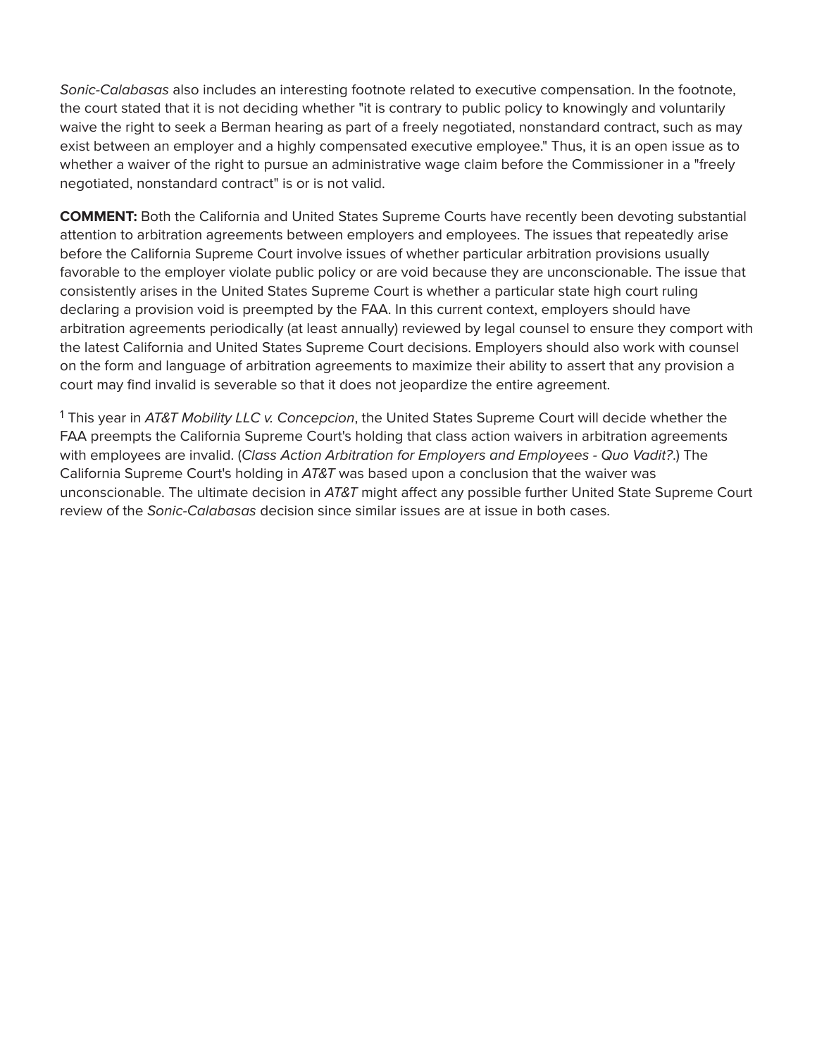*Sonic-Calabasas* also includes an interesting footnote related to executive compensation. In the footnote, the court stated that it is not deciding whether "it is contrary to public policy to knowingly and voluntarily waive the right to seek a Berman hearing as part of a freely negotiated, nonstandard contract, such as may exist between an employer and a highly compensated executive employee." Thus, it is an open issue as to whether a waiver of the right to pursue an administrative wage claim before the Commissioner in a "freely negotiated, nonstandard contract" is or is not valid.

**COMMENT:** Both the California and United States Supreme Courts have recently been devoting substantial attention to arbitration agreements between employers and employees. The issues that repeatedly arise before the California Supreme Court involve issues of whether particular arbitration provisions usually favorable to the employer violate public policy or are void because they are unconscionable. The issue that consistently arises in the United States Supreme Court is whether a particular state high court ruling declaring a provision void is preempted by the FAA. In this current context, employers should have arbitration agreements periodically (at least annually) reviewed by legal counsel to ensure they comport with the latest California and United States Supreme Court decisions. Employers should also work with counsel on the form and language of arbitration agreements to maximize their ability to assert that any provision a court may find invalid is severable so that it does not jeopardize the entire agreement.

[1] This year in *AT&T Mobility LLC v. Concepcion*, the United States Supreme Court will decide whether the FAA preempts the California Supreme Court's holding that class action waivers in arbitration agreements with employees are invalid. (*Class Action Arbitration for Employers and Employees - Quo Vadit?*.) The California Supreme Court's holding in *AT&T* was based upon a conclusion that the waiver was unconscionable. The ultimate decision in *AT&T* might affect any possible further United State Supreme Court review of the *Sonic-Calabasas* decision since similar issues are at issue in both cases.